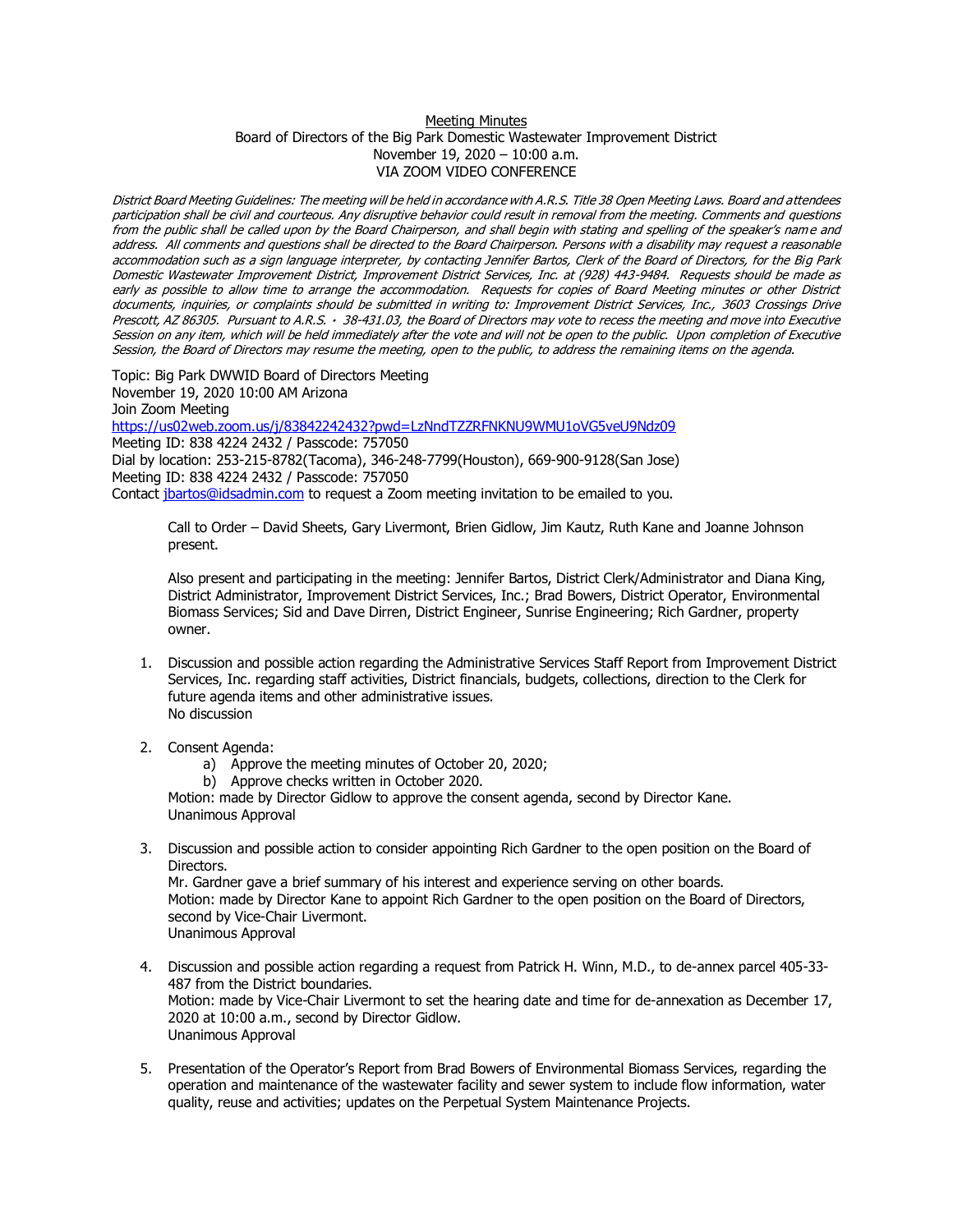Meeting Minutes
Board of Directors of the Big Park Domestic Wastewater Improvement District
November 19, 2020 – 10:00 a.m.
VIA ZOOM VIDEO CONFERENCE

*District Board Meeting Guidelines: The meeting will be held in accordance with A.R.S. Title 38 Open Meeting Laws. Board and attendees participation shall be civil and courteous. Any disruptive behavior could result in removal from the meeting. Comments and questions from the public shall be called upon by the Board Chairperson, and shall begin with stating and spelling of the speaker's name and address. All comments and questions shall be directed to the Board Chairperson. Persons with a disability may request a reasonable accommodation such as a sign language interpreter, by contacting Jennifer Bartos, Clerk of the Board of Directors, for the Big Park Domestic Wastewater Improvement District, Improvement District Services, Inc. at (928) 443-9484. Requests should be made as early as possible to allow time to arrange the accommodation. Requests for copies of Board Meeting minutes or other District documents, inquiries, or complaints should be submitted in writing to: Improvement District Services, Inc., 3603 Crossings Drive Prescott, AZ 86305. Pursuant to A.R.S. · 38-431.03, the Board of Directors may vote to recess the meeting and move into Executive Session on any item, which will be held immediately after the vote and will not be open to the public. Upon completion of Executive Session, the Board of Directors may resume the meeting, open to the public, to address the remaining items on the agenda.*

Topic: Big Park DWWID Board of Directors Meeting
November 19, 2020 10:00 AM Arizona
Join Zoom Meeting
https://us02web.zoom.us/j/83842242432?pwd=LzNndTZZRFNKNU9WMU1oVG5veU9Ndz09
Meeting ID: 838 4224 2432 / Passcode: 757050
Dial by location: 253-215-8782(Tacoma), 346-248-7799(Houston), 669-900-9128(San Jose)
Meeting ID: 838 4224 2432 / Passcode: 757050
Contact jbartos@idsadmin.com to request a Zoom meeting invitation to be emailed to you.

Call to Order – David Sheets, Gary Livermont, Brien Gidlow, Jim Kautz, Ruth Kane and Joanne Johnson present.

Also present and participating in the meeting: Jennifer Bartos, District Clerk/Administrator and Diana King, District Administrator, Improvement District Services, Inc.; Brad Bowers, District Operator, Environmental Biomass Services; Sid and Dave Dirren, District Engineer, Sunrise Engineering; Rich Gardner, property owner.

1. Discussion and possible action regarding the Administrative Services Staff Report from Improvement District Services, Inc. regarding staff activities, District financials, budgets, collections, direction to the Clerk for future agenda items and other administrative issues.
   No discussion

2. Consent Agenda:
   a) Approve the meeting minutes of October 20, 2020;
   b) Approve checks written in October 2020.

   Motion: made by Director Gidlow to approve the consent agenda, second by Director Kane.
   Unanimous Approval

3. Discussion and possible action to consider appointing Rich Gardner to the open position on the Board of Directors.
   Mr. Gardner gave a brief summary of his interest and experience serving on other boards.
   Motion: made by Director Kane to appoint Rich Gardner to the open position on the Board of Directors, second by Vice-Chair Livermont.
   Unanimous Approval

4. Discussion and possible action regarding a request from Patrick H. Winn, M.D., to de-annex parcel 405-33-487 from the District boundaries.
   Motion: made by Vice-Chair Livermont to set the hearing date and time for de-annexation as December 17, 2020 at 10:00 a.m., second by Director Gidlow.
   Unanimous Approval

5. Presentation of the Operator's Report from Brad Bowers of Environmental Biomass Services, regarding the operation and maintenance of the wastewater facility and sewer system to include flow information, water quality, reuse and activities; updates on the Perpetual System Maintenance Projects.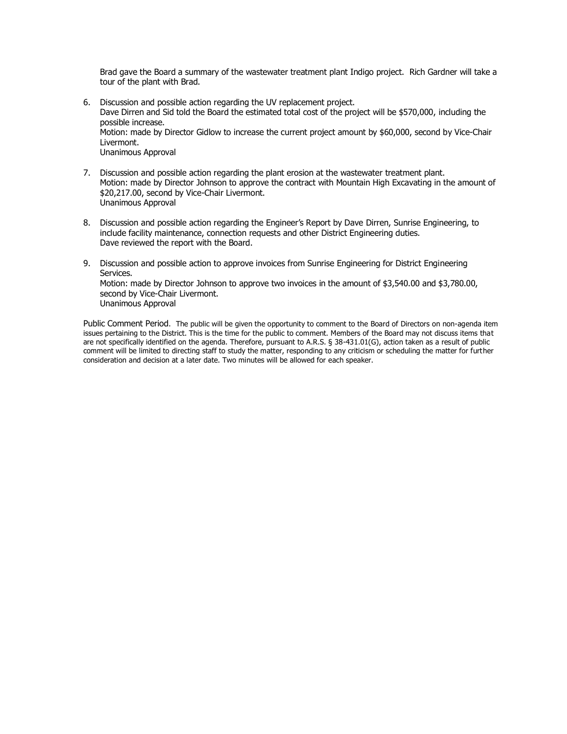Brad gave the Board a summary of the wastewater treatment plant Indigo project. Rich Gardner will take a tour of the plant with Brad.

6. Discussion and possible action regarding the UV replacement project.
   Dave Dirren and Sid told the Board the estimated total cost of the project will be $570,000, including the possible increase.
   Motion: made by Director Gidlow to increase the current project amount by $60,000, second by Vice-Chair Livermont.
   Unanimous Approval

7. Discussion and possible action regarding the plant erosion at the wastewater treatment plant.
   Motion: made by Director Johnson to approve the contract with Mountain High Excavating in the amount of $20,217.00, second by Vice-Chair Livermont.
   Unanimous Approval

8. Discussion and possible action regarding the Engineer's Report by Dave Dirren, Sunrise Engineering, to include facility maintenance, connection requests and other District Engineering duties.
   Dave reviewed the report with the Board.

9. Discussion and possible action to approve invoices from Sunrise Engineering for District Engineering Services.
   Motion: made by Director Johnson to approve two invoices in the amount of $3,540.00 and $3,780.00, second by Vice-Chair Livermont.
   Unanimous Approval

Public Comment Period. The public will be given the opportunity to comment to the Board of Directors on non-agenda item issues pertaining to the District. This is the time for the public to comment. Members of the Board may not discuss items that are not specifically identified on the agenda. Therefore, pursuant to A.R.S. § 38-431.01(G), action taken as a result of public comment will be limited to directing staff to study the matter, responding to any criticism or scheduling the matter for further consideration and decision at a later date. Two minutes will be allowed for each speaker.